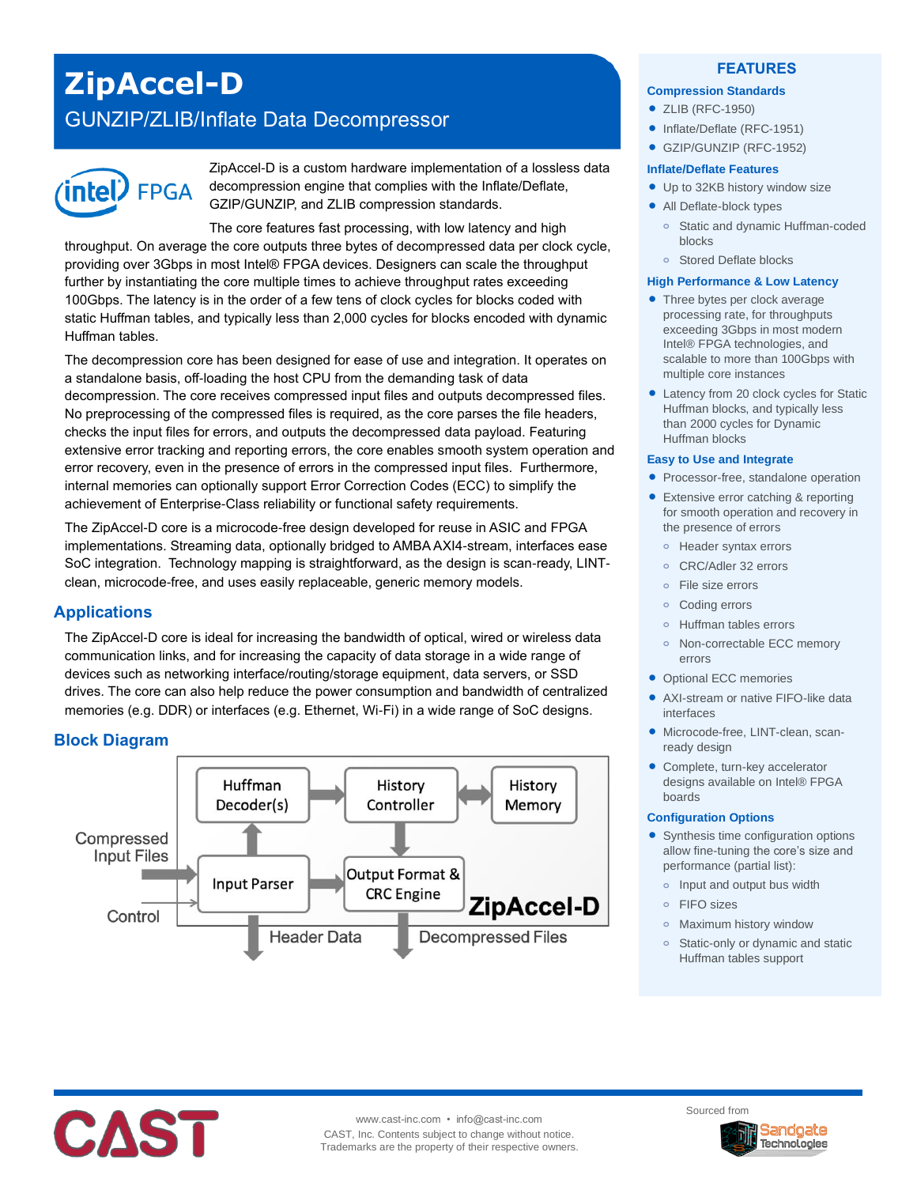# ZipAccel-D

## GUNZIP/ZLIB/Inflate Data Decompressor

ZipAccel-D is a custom hardware implementation of a lossless data decompression engine that complies with the Inflate/Deflate, GZIP/GUNZIP, and ZLIB compression standards.

The core features fast processing, with low latency and high throughput. On average the core outputs three bytes of decompressed data per clock cycle, providing over 3Gbps in most Intel® FPGA devices. Designers can scale the throughput further by instantiating the core multiple times to achieve throughput rates exceeding 100Gbps. The latency is in the order of a few tens of clock cycles for blocks coded with static Huffman tables, and typically less than 2,000 cycles for blocks encoded with dynamic Huffman tables.

The decompression core has been designed for ease of use and integration. It operates on a standalone basis, off-loading the host CPU from the demanding task of data decompression. The core receives compressed input files and outputs decompressed files. No preprocessing of the compressed files is required, as the core parses the file headers, checks the input files for errors, and outputs the decompressed data payload. Featuring extensive error tracking and reporting errors, the core enables smooth system operation and error recovery, even in the presence of errors in the compressed input files. Furthermore, internal memories can optionally support Error Correction Codes (ECC) to simplify the achievement of Enterprise-Class reliability or functional safety requirements.

The ZipAccel-D core is a microcode-free design developed for reuse in ASIC and FPGA implementations. Streaming data, optionally bridged to AMBA AXI4-stream, interfaces ease SoC integration. Technology mapping is straightforward, as the design is scan-ready, LINT-clean, microcode-free, and uses easily replaceable, generic memory models.

## Applications

The ZipAccel-D core is ideal for increasing the bandwidth of optical, wired or wireless data communication links, and for increasing the capacity of data storage in a wide range of devices such as networking interface/routing/storage equipment, data servers, or SSD drives. The core can also help reduce the power consumption and bandwidth of centralized memories (e.g. DDR) or interfaces (e.g. Ethernet, Wi-Fi) in a wide range of SoC designs.

## Block Diagram

Huffman Decoder(s) — History Controller — History Memory
Compressed Input Files → Input Parser → Output Format & CRC Engine
Control
Header Data — Decompressed Files
ZipAccel-D

## FEATURES

### Compression Standards

- ZLIB (RFC-1950)
- Inflate/Deflate (RFC-1951)
- GZIP/GUNZIP (RFC-1952)

### Inflate/Deflate Features

- Up to 32KB history window size
- All Deflate-block types
  - Static and dynamic Huffman-coded blocks
  - Stored Deflate blocks

### High Performance & Low Latency

- Three bytes per clock average processing rate, for throughputs exceeding 3Gbps in most modern Intel® FPGA technologies, and scalable to more than 100Gbps with multiple core instances
- Latency from 20 clock cycles for Static Huffman blocks, and typically less than 2000 cycles for Dynamic Huffman blocks

### Easy to Use and Integrate

- Processor-free, standalone operation
- Extensive error catching & reporting for smooth operation and recovery in the presence of errors
  - Header syntax errors
  - CRC/Adler 32 errors
  - File size errors
  - Coding errors
  - Huffman tables errors
  - Non-correctable ECC memory errors
- Optional ECC memories
- AXI-stream or native FIFO-like data interfaces
- Microcode-free, LINT-clean, scan-ready design
- Complete, turn-key accelerator designs available on Intel® FPGA boards

### Configuration Options

- Synthesis time configuration options allow fine-tuning the core's size and performance (partial list):
  - Input and output bus width
  - FIFO sizes
  - Maximum history window
  - Static-only or dynamic and static Huffman tables support

www.cast-inc.com • info@cast-inc.com
CAST, Inc. Contents subject to change without notice.
Trademarks are the property of their respective owners.

Sourced from Sandgate Technologies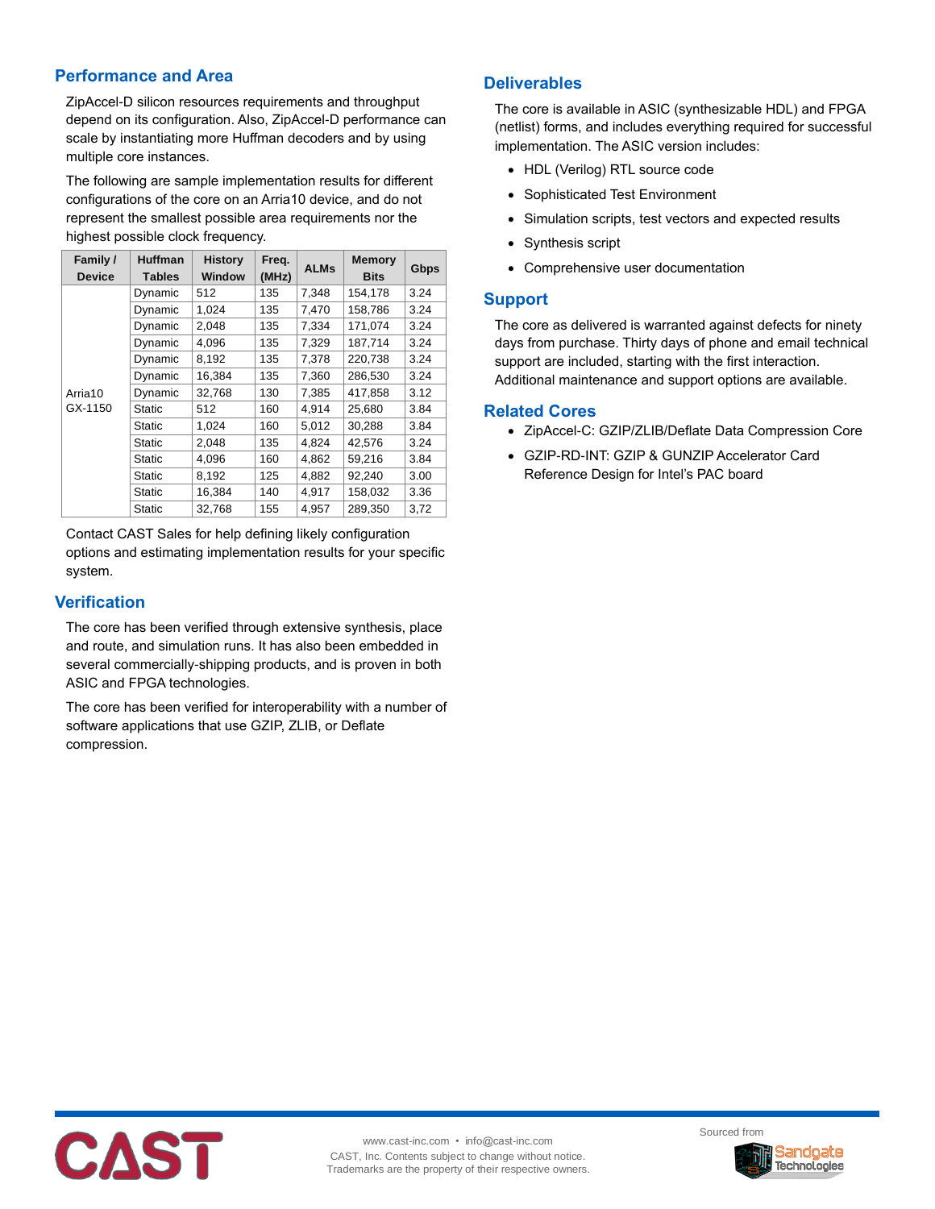## Performance and Area

ZipAccel-D silicon resources requirements and throughput depend on its configuration. Also, ZipAccel-D performance can scale by instantiating more Huffman decoders and by using multiple core instances.

The following are sample implementation results for different configurations of the core on an Arria10 device, and do not represent the smallest possible area requirements nor the highest possible clock frequency.

| Family / Device | Huffman Tables | History Window | Freq. (MHz) | ALMs | Memory Bits | Gbps |
|---|---|---|---|---|---|---|
| Arria10 GX-1150 | Dynamic | 512 | 135 | 7,348 | 154,178 | 3.24 |
| | Dynamic | 1,024 | 135 | 7,470 | 158,786 | 3.24 |
| | Dynamic | 2,048 | 135 | 7,334 | 171,074 | 3.24 |
| | Dynamic | 4,096 | 135 | 7,329 | 187,714 | 3.24 |
| | Dynamic | 8,192 | 135 | 7,378 | 220,738 | 3.24 |
| | Dynamic | 16,384 | 135 | 7,360 | 286,530 | 3.24 |
| | Dynamic | 32,768 | 130 | 7,385 | 417,858 | 3.12 |
| | Static | 512 | 160 | 4,914 | 25,680 | 3.84 |
| | Static | 1,024 | 160 | 5,012 | 30,288 | 3.84 |
| | Static | 2,048 | 135 | 4,824 | 42,576 | 3.24 |
| | Static | 4,096 | 160 | 4,862 | 59,216 | 3.84 |
| | Static | 8,192 | 125 | 4,882 | 92,240 | 3.00 |
| | Static | 16,384 | 140 | 4,917 | 158,032 | 3.36 |
| | Static | 32,768 | 155 | 4,957 | 289,350 | 3,72 |

Contact CAST Sales for help defining likely configuration options and estimating implementation results for your specific system.

## Verification

The core has been verified through extensive synthesis, place and route, and simulation runs. It has also been embedded in several commercially-shipping products, and is proven in both ASIC and FPGA technologies.

The core has been verified for interoperability with a number of software applications that use GZIP, ZLIB, or Deflate compression.

## Deliverables

The core is available in ASIC (synthesizable HDL) and FPGA (netlist) forms, and includes everything required for successful implementation. The ASIC version includes:

- HDL (Verilog) RTL source code
- Sophisticated Test Environment
- Simulation scripts, test vectors and expected results
- Synthesis script
- Comprehensive user documentation

## Support

The core as delivered is warranted against defects for ninety days from purchase. Thirty days of phone and email technical support are included, starting with the first interaction. Additional maintenance and support options are available.

## Related Cores

- ZipAccel-C: GZIP/ZLIB/Deflate Data Compression Core
- GZIP-RD-INT: GZIP & GUNZIP Accelerator Card Reference Design for Intel's PAC board

CAST

www.cast-inc.com • info@cast-inc.com
CAST, Inc. Contents subject to change without notice.
Trademarks are the property of their respective owners.

Sourced from Sandgate Technologies